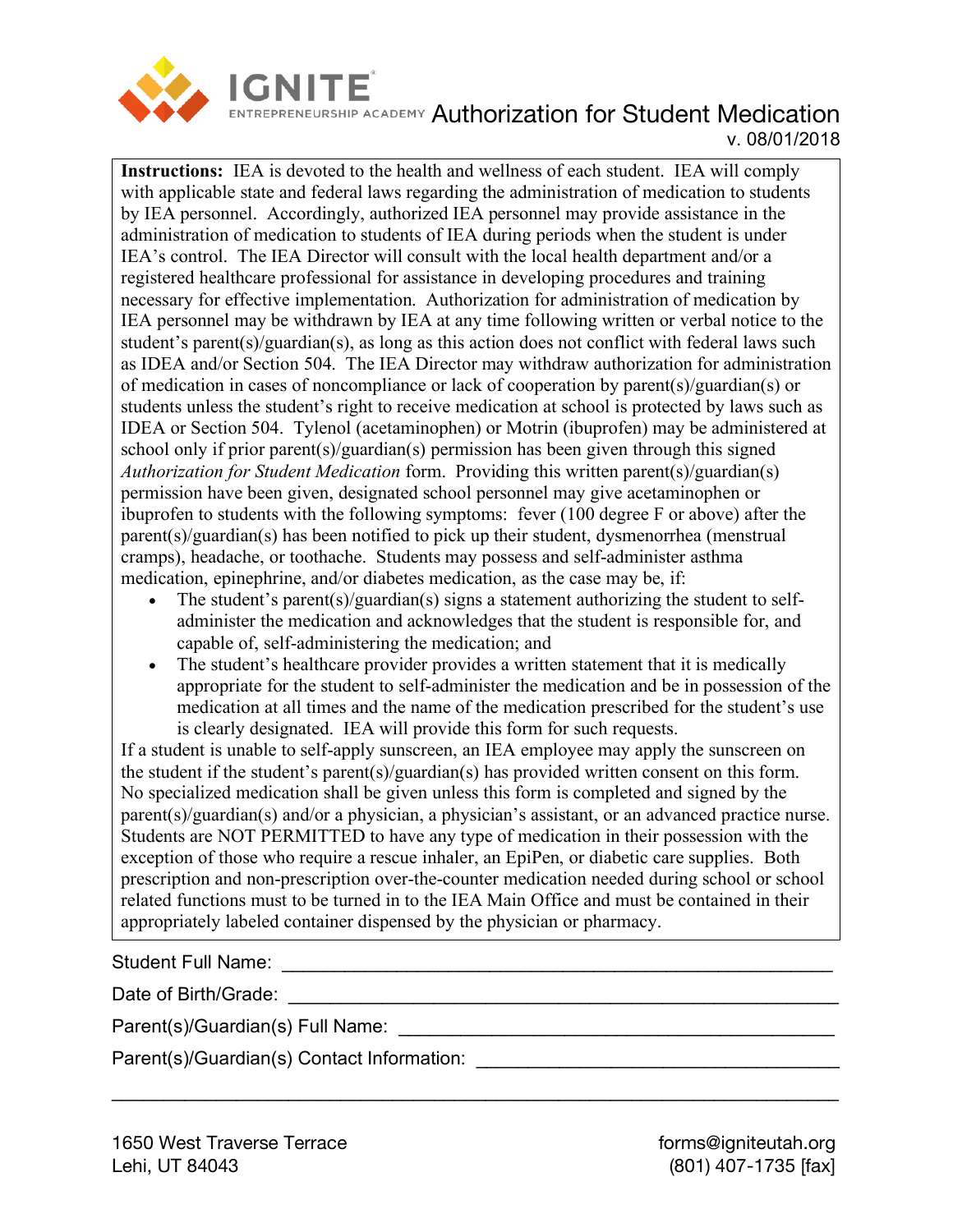IGNITE ENTREPRENEURSHIP ACADEMY

# Authorization for Student Medication

v. 08/01/2018

**Instructions:** IEA is devoted to the health and wellness of each student. IEA will comply with applicable state and federal laws regarding the administration of medication to students by IEA personnel. Accordingly, authorized IEA personnel may provide assistance in the administration of medication to students of IEA during periods when the student is under IEA's control. The IEA Director will consult with the local health department and/or a registered healthcare professional for assistance in developing procedures and training necessary for effective implementation. Authorization for administration of medication by IEA personnel may be withdrawn by IEA at any time following written or verbal notice to the student's parent(s)/guardian(s), as long as this action does not conflict with federal laws such as IDEA and/or Section 504. The IEA Director may withdraw authorization for administration of medication in cases of noncompliance or lack of cooperation by parent(s)/guardian(s) or students unless the student's right to receive medication at school is protected by laws such as IDEA or Section 504. Tylenol (acetaminophen) or Motrin (ibuprofen) may be administered at school only if prior parent(s)/guardian(s) permission has been given through this signed *Authorization for Student Medication* form. Providing this written parent(s)/guardian(s) permission have been given, designated school personnel may give acetaminophen or ibuprofen to students with the following symptoms: fever (100 degree F or above) after the parent(s)/guardian(s) has been notified to pick up their student, dysmenorrhea (menstrual cramps), headache, or toothache. Students may possess and self-administer asthma medication, epinephrine, and/or diabetes medication, as the case may be, if:

- The student's parent(s)/guardian(s) signs a statement authorizing the student to self-administer the medication and acknowledges that the student is responsible for, and capable of, self-administering the medication; and
- The student's healthcare provider provides a written statement that it is medically appropriate for the student to self-administer the medication and be in possession of the medication at all times and the name of the medication prescribed for the student's use is clearly designated. IEA will provide this form for such requests.

If a student is unable to self-apply sunscreen, an IEA employee may apply the sunscreen on the student if the student's parent(s)/guardian(s) has provided written consent on this form. No specialized medication shall be given unless this form is completed and signed by the parent(s)/guardian(s) and/or a physician, a physician's assistant, or an advanced practice nurse. Students are NOT PERMITTED to have any type of medication in their possession with the exception of those who require a rescue inhaler, an EpiPen, or diabetic care supplies. Both prescription and non-prescription over-the-counter medication needed during school or school related functions must to be turned in to the IEA Main Office and must be contained in their appropriately labeled container dispensed by the physician or pharmacy.

Student Full Name: ______________________________________________

Date of Birth/Grade: ______________________________________________

Parent(s)/Guardian(s) Full Name: ____________________________________

Parent(s)/Guardian(s) Contact Information: ______________________________

______________________________________________________________

1650 West Traverse Terrace
Lehi, UT 84043

forms@igniteutah.org
(801) 407-1735 [fax]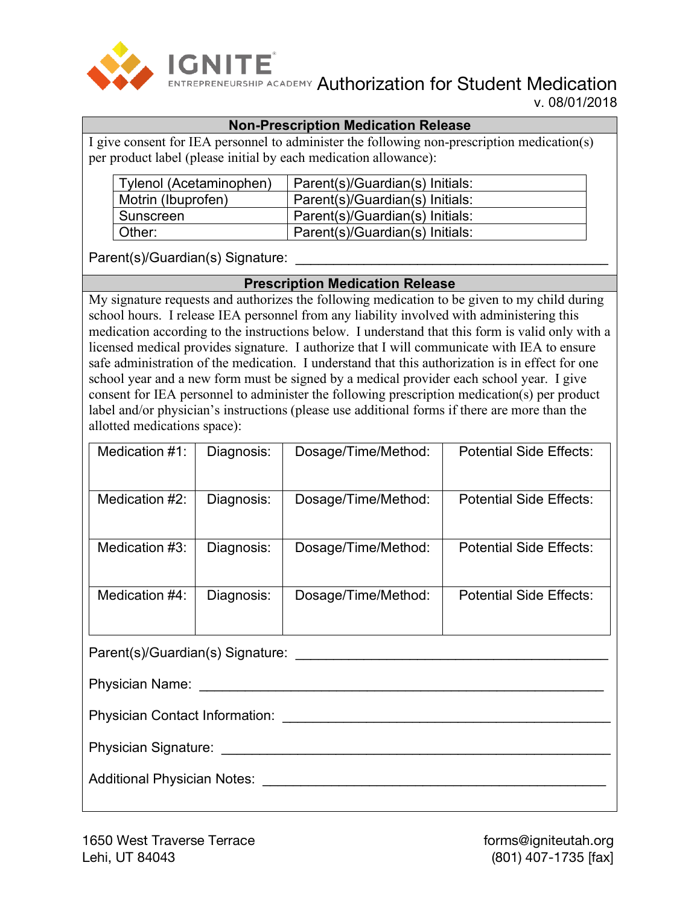IGNITE ENTREPRENEURSHIP ACADEMY

# Authorization for Student Medication

v. 08/01/2018

## Non-Prescription Medication Release

I give consent for IEA personnel to administer the following non-prescription medication(s) per product label (please initial by each medication allowance):

| | |
|---|---|
| Tylenol (Acetaminophen) | Parent(s)/Guardian(s) Initials: |
| Motrin (Ibuprofen) | Parent(s)/Guardian(s) Initials: |
| Sunscreen | Parent(s)/Guardian(s) Initials: |
| Other: | Parent(s)/Guardian(s) Initials: |

Parent(s)/Guardian(s) Signature: ________________________________________

## Prescription Medication Release

My signature requests and authorizes the following medication to be given to my child during school hours. I release IEA personnel from any liability involved with administering this medication according to the instructions below. I understand that this form is valid only with a licensed medical provides signature. I authorize that I will communicate with IEA to ensure safe administration of the medication. I understand that this authorization is in effect for one school year and a new form must be signed by a medical provider each school year. I give consent for IEA personnel to administer the following prescription medication(s) per product label and/or physician's instructions (please use additional forms if there are more than the allotted medications space):

| | | | |
|---|---|---|---|
| Medication #1: | Diagnosis: | Dosage/Time/Method: | Potential Side Effects: |
| Medication #2: | Diagnosis: | Dosage/Time/Method: | Potential Side Effects: |
| Medication #3: | Diagnosis: | Dosage/Time/Method: | Potential Side Effects: |
| Medication #4: | Diagnosis: | Dosage/Time/Method: | Potential Side Effects: |

Parent(s)/Guardian(s) Signature: ________________________________________

Physician Name: ________________________________________________

Physician Contact Information: ________________________________________

Physician Signature: ________________________________________________

Additional Physician Notes: ________________________________________

1650 West Traverse Terrace
Lehi, UT 84043

forms@igniteutah.org
(801) 407-1735 [fax]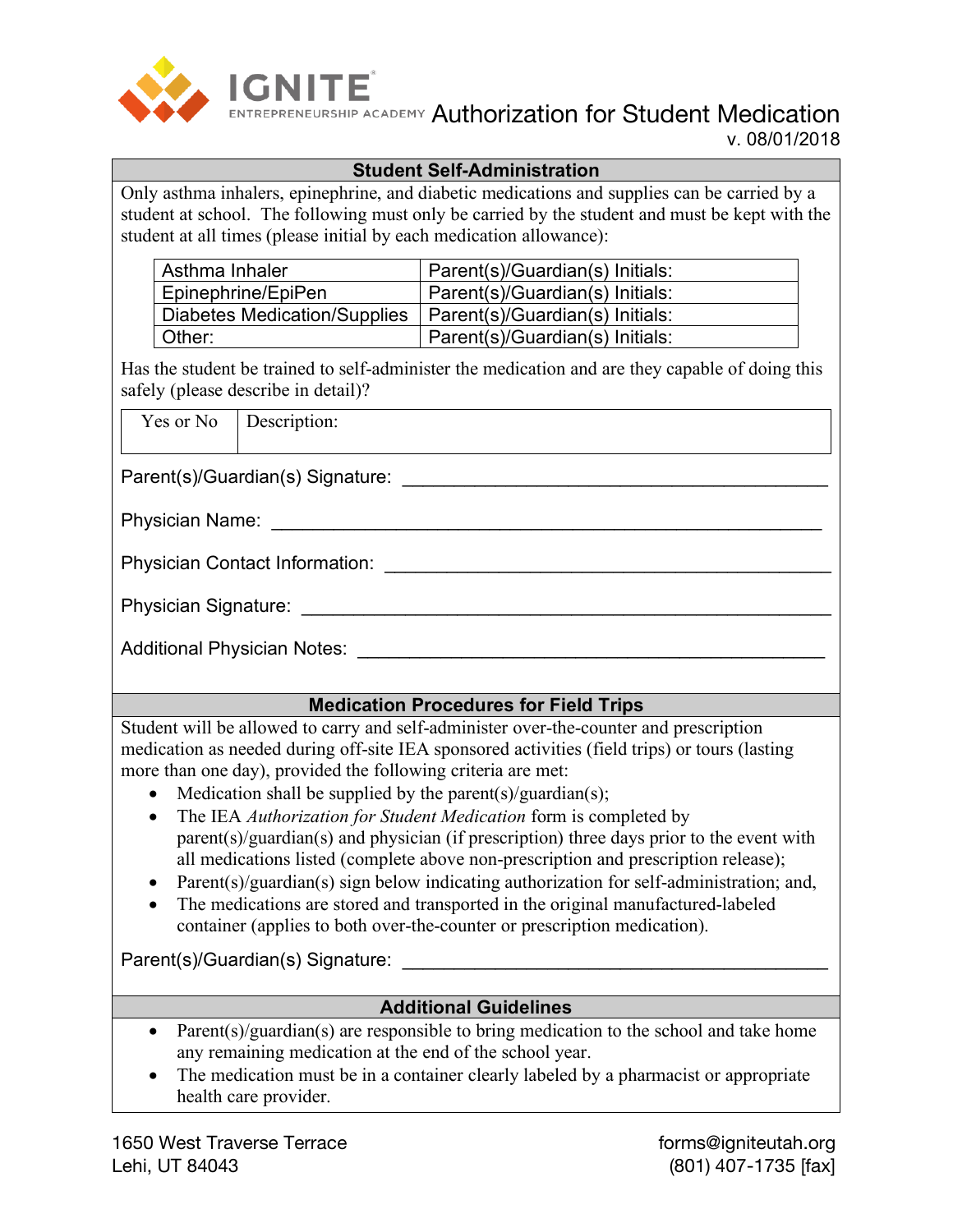IGNITE ENTREPRENEURSHIP ACADEMY

# Authorization for Student Medication

v. 08/01/2018

## Student Self-Administration

Only asthma inhalers, epinephrine, and diabetic medications and supplies can be carried by a student at school. The following must only be carried by the student and must be kept with the student at all times (please initial by each medication allowance):

| Asthma Inhaler | Parent(s)/Guardian(s) Initials: |
|---|---|
| Epinephrine/EpiPen | Parent(s)/Guardian(s) Initials: |
| Diabetes Medication/Supplies | Parent(s)/Guardian(s) Initials: |
| Other: | Parent(s)/Guardian(s) Initials: |

Has the student be trained to self-administer the medication and are they capable of doing this safely (please describe in detail)?

| Yes or No | Description: |
|---|---|
| | |

Parent(s)/Guardian(s) Signature: ________________________________________

Physician Name: ________________________________________________

Physician Contact Information: ________________________________________

Physician Signature: ______________________________________________

Additional Physician Notes: __________________________________________

## Medication Procedures for Field Trips

Student will be allowed to carry and self-administer over-the-counter and prescription medication as needed during off-site IEA sponsored activities (field trips) or tours (lasting more than one day), provided the following criteria are met:

- Medication shall be supplied by the parent(s)/guardian(s);
- The IEA *Authorization for Student Medication* form is completed by parent(s)/guardian(s) and physician (if prescription) three days prior to the event with all medications listed (complete above non-prescription and prescription release);
- Parent(s)/guardian(s) sign below indicating authorization for self-administration; and,
- The medications are stored and transported in the original manufactured-labeled container (applies to both over-the-counter or prescription medication).

Parent(s)/Guardian(s) Signature: ________________________________________

## Additional Guidelines

- Parent(s)/guardian(s) are responsible to bring medication to the school and take home any remaining medication at the end of the school year.
- The medication must be in a container clearly labeled by a pharmacist or appropriate health care provider.

1650 West Traverse Terrace
Lehi, UT 84043

forms@igniteutah.org
(801) 407-1735 [fax]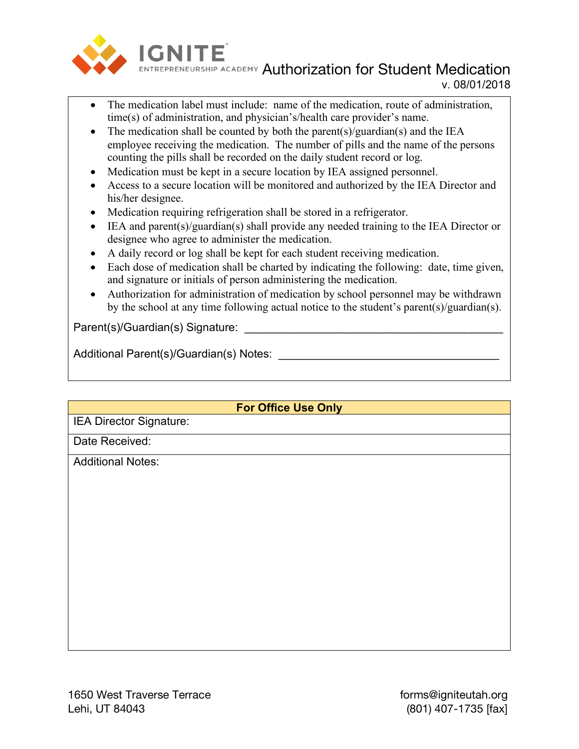# Authorization for Student Medication

v. 08/01/2018

- The medication label must include: name of the medication, route of administration, time(s) of administration, and physician's/health care provider's name.
- The medication shall be counted by both the parent(s)/guardian(s) and the IEA employee receiving the medication. The number of pills and the name of the persons counting the pills shall be recorded on the daily student record or log.
- Medication must be kept in a secure location by IEA assigned personnel.
- Access to a secure location will be monitored and authorized by the IEA Director and his/her designee.
- Medication requiring refrigeration shall be stored in a refrigerator.
- IEA and parent(s)/guardian(s) shall provide any needed training to the IEA Director or designee who agree to administer the medication.
- A daily record or log shall be kept for each student receiving medication.
- Each dose of medication shall be charted by indicating the following: date, time given, and signature or initials of person administering the medication.
- Authorization for administration of medication by school personnel may be withdrawn by the school at any time following actual notice to the student's parent(s)/guardian(s).

Parent(s)/Guardian(s) Signature: ___________________________________________

Additional Parent(s)/Guardian(s) Notes: _____________________________________

| For Office Use Only |
|---|
| IEA Director Signature: |
| Date Received: |
| Additional Notes: |

1650 West Traverse Terrace
Lehi, UT 84043

forms@igniteutah.org
(801) 407-1735 [fax]